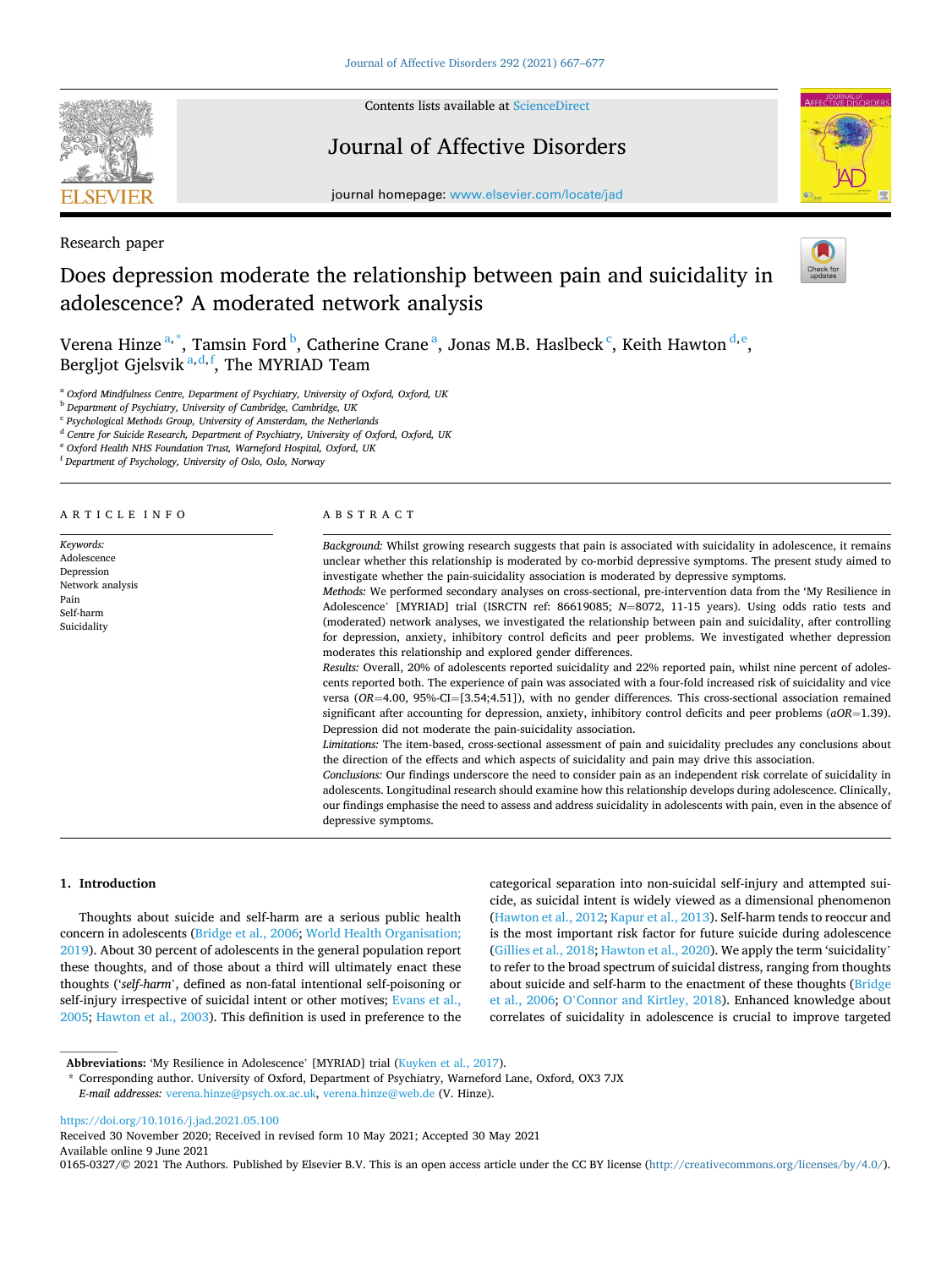Research paper

# Does depression moderate the relationship between pain and suicidality in adolescence? A moderated network analysis

Verena Hinze [a,*], Tamsin Ford [b], Catherine Crane [a], Jonas M.B. Haslbeck [c], Keith Hawton [d,e], Bergljot Gjelsvik [a,d,f], The MYRIAD Team

[a] Oxford Mindfulness Centre, Department of Psychiatry, University of Oxford, Oxford, UK
[b] Department of Psychiatry, University of Cambridge, Cambridge, UK
[c] Psychological Methods Group, University of Amsterdam, the Netherlands
[d] Centre for Suicide Research, Department of Psychiatry, University of Oxford, Oxford, UK
[e] Oxford Health NHS Foundation Trust, Warneford Hospital, Oxford, UK
[f] Department of Psychology, University of Oslo, Oslo, Norway

## ARTICLE INFO

*Keywords:*
Adolescence
Depression
Network analysis
Pain
Self-harm
Suicidality

## ABSTRACT

*Background:* Whilst growing research suggests that pain is associated with suicidality in adolescence, it remains unclear whether this relationship is moderated by co-morbid depressive symptoms. The present study aimed to investigate whether the pain-suicidality association is moderated by depressive symptoms.

*Methods:* We performed secondary analyses on cross-sectional, pre-intervention data from the 'My Resilience in Adolescence' [MYRIAD] trial (ISRCTN ref: 86619085; *N*=8072, 11-15 years). Using odds ratio tests and (moderated) network analyses, we investigated the relationship between pain and suicidality, after controlling for depression, anxiety, inhibitory control deficits and peer problems. We investigated whether depression moderates this relationship and explored gender differences.

*Results:* Overall, 20% of adolescents reported suicidality and 22% reported pain, whilst nine percent of adolescents reported both. The experience of pain was associated with a four-fold increased risk of suicidality and vice versa (*OR*=4.00, 95%-CI=[3.54;4.51]), with no gender differences. This cross-sectional association remained significant after accounting for depression, anxiety, inhibitory control deficits and peer problems (*aOR*=1.39). Depression did not moderate the pain-suicidality association.

*Limitations:* The item-based, cross-sectional assessment of pain and suicidality precludes any conclusions about the direction of the effects and which aspects of suicidality and pain may drive this association.

*Conclusions:* Our findings underscore the need to consider pain as an independent risk correlate of suicidality in adolescents. Longitudinal research should examine how this relationship develops during adolescence. Clinically, our findings emphasise the need to assess and address suicidality in adolescents with pain, even in the absence of depressive symptoms.

## 1. Introduction

Thoughts about suicide and self-harm are a serious public health concern in adolescents (Bridge et al., 2006; World Health Organisation; 2019). About 30 percent of adolescents in the general population report these thoughts, and of those about a third will ultimately enact these thoughts ('***self-harm***', defined as non-fatal intentional self-poisoning or self-injury irrespective of suicidal intent or other motives; Evans et al., 2005; Hawton et al., 2003). This definition is used in preference to the categorical separation into non-suicidal self-injury and attempted suicide, as suicidal intent is widely viewed as a dimensional phenomenon (Hawton et al., 2012; Kapur et al., 2013). Self-harm tends to reoccur and is the most important risk factor for future suicide during adolescence (Gillies et al., 2018; Hawton et al., 2020). We apply the term 'suicidality' to refer to the broad spectrum of suicidal distress, ranging from thoughts about suicide and self-harm to the enactment of these thoughts (Bridge et al., 2006; O'Connor and Kirtley, 2018). Enhanced knowledge about correlates of suicidality in adolescence is crucial to improve targeted

**Abbreviations:** 'My Resilience in Adolescence' [MYRIAD] trial (Kuyken et al., 2017).

\* Corresponding author. University of Oxford, Department of Psychiatry, Warneford Lane, Oxford, OX3 7JX
*E-mail addresses:* verena.hinze@psych.ox.ac.uk, verena.hinze@web.de (V. Hinze).

https://doi.org/10.1016/j.jad.2021.05.100
Received 30 November 2020; Received in revised form 10 May 2021; Accepted 30 May 2021
Available online 9 June 2021
0165-0327/© 2021 The Authors. Published by Elsevier B.V. This is an open access article under the CC BY license (http://creativecommons.org/licenses/by/4.0/).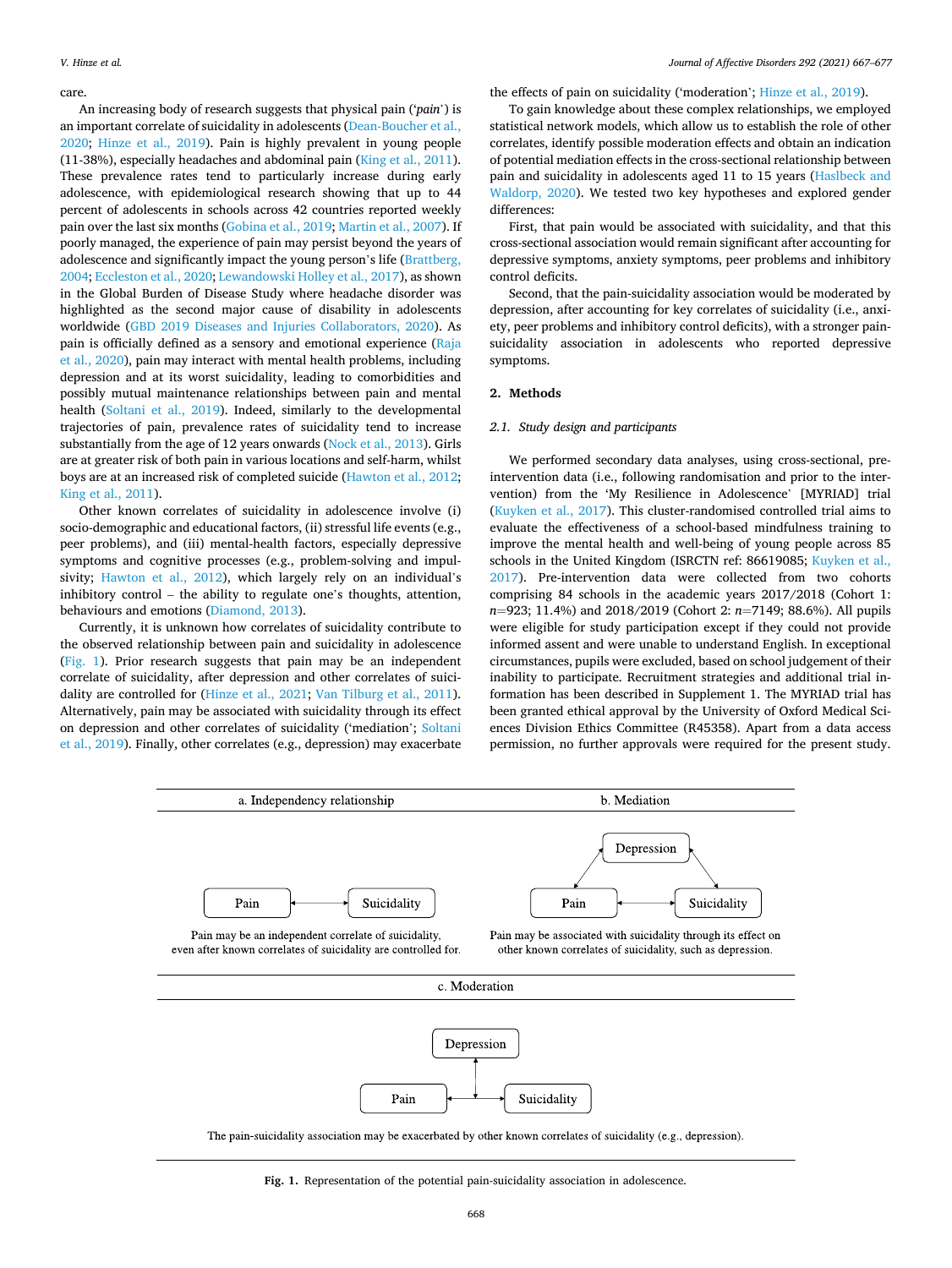care.

An increasing body of research suggests that physical pain ('*pain*') is an important correlate of suicidality in adolescents (Dean-Boucher et al., 2020; Hinze et al., 2019). Pain is highly prevalent in young people (11-38%), especially headaches and abdominal pain (King et al., 2011). These prevalence rates tend to particularly increase during early adolescence, with epidemiological research showing that up to 44 percent of adolescents in schools across 42 countries reported weekly pain over the last six months (Gobina et al., 2019; Martin et al., 2007). If poorly managed, the experience of pain may persist beyond the years of adolescence and significantly impact the young person's life (Brattberg, 2004; Eccleston et al., 2020; Lewandowski Holley et al., 2017), as shown in the Global Burden of Disease Study where headache disorder was highlighted as the second major cause of disability in adolescents worldwide (GBD 2019 Diseases and Injuries Collaborators, 2020). As pain is officially defined as a sensory and emotional experience (Raja et al., 2020), pain may interact with mental health problems, including depression and at its worst suicidality, leading to comorbidities and possibly mutual maintenance relationships between pain and mental health (Soltani et al., 2019). Indeed, similarly to the developmental trajectories of pain, prevalence rates of suicidality tend to increase substantially from the age of 12 years onwards (Nock et al., 2013). Girls are at greater risk of both pain in various locations and self-harm, whilst boys are at an increased risk of completed suicide (Hawton et al., 2012; King et al., 2011).

Other known correlates of suicidality in adolescence involve (i) socio-demographic and educational factors, (ii) stressful life events (e.g., peer problems), and (iii) mental-health factors, especially depressive symptoms and cognitive processes (e.g., problem-solving and impulsivity; Hawton et al., 2012), which largely rely on an individual's inhibitory control – the ability to regulate one's thoughts, attention, behaviours and emotions (Diamond, 2013).

Currently, it is unknown how correlates of suicidality contribute to the observed relationship between pain and suicidality in adolescence (Fig. 1). Prior research suggests that pain may be an independent correlate of suicidality, after depression and other correlates of suicidality are controlled for (Hinze et al., 2021; Van Tilburg et al., 2011). Alternatively, pain may be associated with suicidality through its effect on depression and other correlates of suicidality ('mediation'; Soltani et al., 2019). Finally, other correlates (e.g., depression) may exacerbate the effects of pain on suicidality ('moderation'; Hinze et al., 2019).

To gain knowledge about these complex relationships, we employed statistical network models, which allow us to establish the role of other correlates, identify possible moderation effects and obtain an indication of potential mediation effects in the cross-sectional relationship between pain and suicidality in adolescents aged 11 to 15 years (Haslbeck and Waldorp, 2020). We tested two key hypotheses and explored gender differences:

First, that pain would be associated with suicidality, and that this cross-sectional association would remain significant after accounting for depressive symptoms, anxiety symptoms, peer problems and inhibitory control deficits.

Second, that the pain-suicidality association would be moderated by depression, after accounting for key correlates of suicidality (i.e., anxiety, peer problems and inhibitory control deficits), with a stronger pain-suicidality association in adolescents who reported depressive symptoms.

## 2. Methods

### 2.1. Study design and participants

We performed secondary data analyses, using cross-sectional, pre-intervention data (i.e., following randomisation and prior to the intervention) from the 'My Resilience in Adolescence' [MYRIAD] trial (Kuyken et al., 2017). This cluster-randomised controlled trial aims to evaluate the effectiveness of a school-based mindfulness training to improve the mental health and well-being of young people across 85 schools in the United Kingdom (ISRCTN ref: 86619085; Kuyken et al., 2017). Pre-intervention data were collected from two cohorts comprising 84 schools in the academic years 2017/2018 (Cohort 1: $n$=923; 11.4%) and 2018/2019 (Cohort 2: $n$=7149; 88.6%). All pupils were eligible for study participation except if they could not provide informed assent and were unable to understand English. In exceptional circumstances, pupils were excluded, based on school judgement of their inability to participate. Recruitment strategies and additional trial information has been described in Supplement 1. The MYRIAD trial has been granted ethical approval by the University of Oxford Medical Sciences Division Ethics Committee (R45358). Apart from a data access permission, no further approvals were required for the present study.

a. Independency relationship

Pain ↔ Suicidality

Pain may be an independent correlate of suicidality, even after known correlates of suicidality are controlled for.

b. Mediation

Depression; Pain ↔ Suicidality

Pain may be associated with suicidality through its effect on other known correlates of suicidality, such as depression.

c. Moderation

Depression; Pain ↔ Suicidality

The pain-suicidality association may be exacerbated by other known correlates of suicidality (e.g., depression).

**Fig. 1.** Representation of the potential pain-suicidality association in adolescence.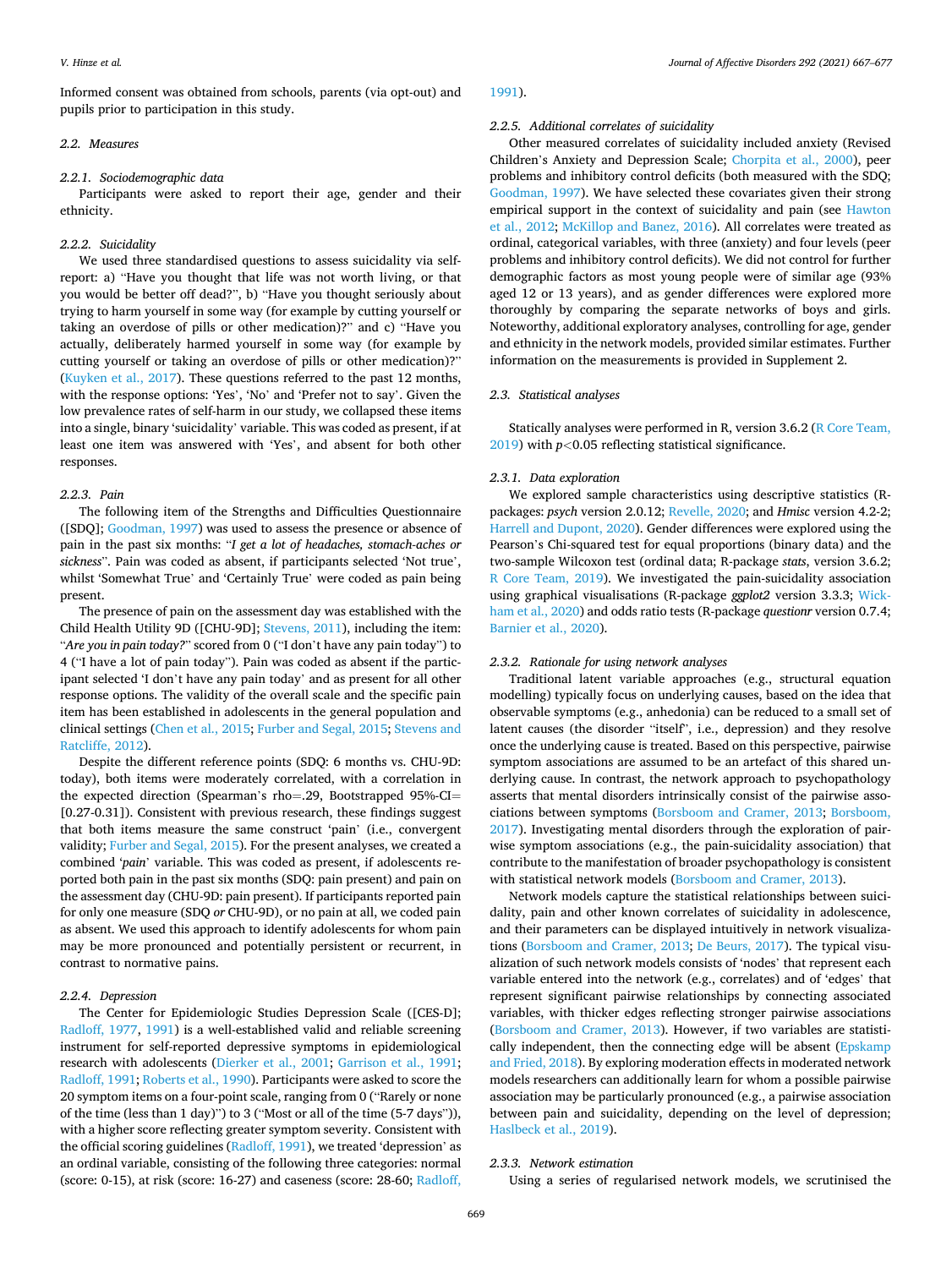Informed consent was obtained from schools, parents (via opt-out) and pupils prior to participation in this study.

## 2.2. Measures

### 2.2.1. Sociodemographic data

Participants were asked to report their age, gender and their ethnicity.

### 2.2.2. Suicidality

We used three standardised questions to assess suicidality via self-report: a) "Have you thought that life was not worth living, or that you would be better off dead?", b) "Have you thought seriously about trying to harm yourself in some way (for example by cutting yourself or taking an overdose of pills or other medication)?" and c) "Have you actually, deliberately harmed yourself in some way (for example by cutting yourself or taking an overdose of pills or other medication)?" (Kuyken et al., 2017). These questions referred to the past 12 months, with the response options: 'Yes', 'No' and 'Prefer not to say'. Given the low prevalence rates of self-harm in our study, we collapsed these items into a single, binary 'suicidality' variable. This was coded as present, if at least one item was answered with 'Yes', and absent for both other responses.

### 2.2.3. Pain

The following item of the Strengths and Difficulties Questionnaire ([SDQ]; Goodman, 1997) was used to assess the presence or absence of pain in the past six months: "*I get a lot of headaches, stomach-aches or sickness*". Pain was coded as absent, if participants selected 'Not true', whilst 'Somewhat True' and 'Certainly True' were coded as pain being present.

The presence of pain on the assessment day was established with the Child Health Utility 9D ([CHU-9D]; Stevens, 2011), including the item: "*Are you in pain today?*" scored from 0 ("I don't have any pain today") to 4 ("I have a lot of pain today"). Pain was coded as absent if the participant selected 'I don't have any pain today' and as present for all other response options. The validity of the overall scale and the specific pain item has been established in adolescents in the general population and clinical settings (Chen et al., 2015; Furber and Segal, 2015; Stevens and Ratcliffe, 2012).

Despite the different reference points (SDQ: 6 months vs. CHU-9D: today), both items were moderately correlated, with a correlation in the expected direction (Spearman's rho=.29, Bootstrapped 95%-CI= [0.27-0.31]). Consistent with previous research, these findings suggest that both items measure the same construct 'pain' (i.e., convergent validity; Furber and Segal, 2015). For the present analyses, we created a combined '*pain*' variable. This was coded as present, if adolescents reported both pain in the past six months (SDQ: pain present) and pain on the assessment day (CHU-9D: pain present). If participants reported pain for only one measure (SDQ *or* CHU-9D), or no pain at all, we coded pain as absent. We used this approach to identify adolescents for whom pain may be more pronounced and potentially persistent or recurrent, in contrast to normative pains.

### 2.2.4. Depression

The Center for Epidemiologic Studies Depression Scale ([CES-D]; Radloff, 1977, 1991) is a well-established valid and reliable screening instrument for self-reported depressive symptoms in epidemiological research with adolescents (Dierker et al., 2001; Garrison et al., 1991; Radloff, 1991; Roberts et al., 1990). Participants were asked to score the 20 symptom items on a four-point scale, ranging from 0 ("Rarely or none of the time (less than 1 day)") to 3 ("Most or all of the time (5-7 days)"), with a higher score reflecting greater symptom severity. Consistent with the official scoring guidelines (Radloff, 1991), we treated 'depression' as an ordinal variable, consisting of the following three categories: normal (score: 0-15), at risk (score: 16-27) and caseness (score: 28-60; Radloff, 1991).

### 2.2.5. Additional correlates of suicidality

Other measured correlates of suicidality included anxiety (Revised Children's Anxiety and Depression Scale; Chorpita et al., 2000), peer problems and inhibitory control deficits (both measured with the SDQ; Goodman, 1997). We have selected these covariates given their strong empirical support in the context of suicidality and pain (see Hawton et al., 2012; McKillop and Banez, 2016). All correlates were treated as ordinal, categorical variables, with three (anxiety) and four levels (peer problems and inhibitory control deficits). We did not control for further demographic factors as most young people were of similar age (93% aged 12 or 13 years), and as gender differences were explored more thoroughly by comparing the separate networks of boys and girls. Noteworthy, additional exploratory analyses, controlling for age, gender and ethnicity in the network models, provided similar estimates. Further information on the measurements is provided in Supplement 2.

## 2.3. Statistical analyses

Statically analyses were performed in R, version 3.6.2 (R Core Team, 2019) with $p<0.05$ reflecting statistical significance.

### 2.3.1. Data exploration

We explored sample characteristics using descriptive statistics (R-packages: *psych* version 2.0.12; Revelle, 2020; and *Hmisc* version 4.2-2; Harrell and Dupont, 2020). Gender differences were explored using the Pearson's Chi-squared test for equal proportions (binary data) and the two-sample Wilcoxon test (ordinal data; R-package *stats*, version 3.6.2; R Core Team, 2019). We investigated the pain-suicidality association using graphical visualisations (R-package *ggplot2* version 3.3.3; Wickham et al., 2020) and odds ratio tests (R-package *questionr* version 0.7.4; Barnier et al., 2020).

### 2.3.2. Rationale for using network analyses

Traditional latent variable approaches (e.g., structural equation modelling) typically focus on underlying causes, based on the idea that observable symptoms (e.g., anhedonia) can be reduced to a small set of latent causes (the disorder "itself", i.e., depression) and they resolve once the underlying cause is treated. Based on this perspective, pairwise symptom associations are assumed to be an artefact of this shared underlying cause. In contrast, the network approach to psychopathology asserts that mental disorders intrinsically consist of the pairwise associations between symptoms (Borsboom and Cramer, 2013; Borsboom, 2017). Investigating mental disorders through the exploration of pairwise symptom associations (e.g., the pain-suicidality association) that contribute to the manifestation of broader psychopathology is consistent with statistical network models (Borsboom and Cramer, 2013).

Network models capture the statistical relationships between suicidality, pain and other known correlates of suicidality in adolescence, and their parameters can be displayed intuitively in network visualizations (Borsboom and Cramer, 2013; De Beurs, 2017). The typical visualization of such network models consists of 'nodes' that represent each variable entered into the network (e.g., correlates) and of 'edges' that represent significant pairwise relationships by connecting associated variables, with thicker edges reflecting stronger pairwise associations (Borsboom and Cramer, 2013). However, if two variables are statistically independent, then the connecting edge will be absent (Epskamp and Fried, 2018). By exploring moderation effects in moderated network models researchers can additionally learn for whom a possible pairwise association may be particularly pronounced (e.g., a pairwise association between pain and suicidality, depending on the level of depression; Haslbeck et al., 2019).

### 2.3.3. Network estimation

Using a series of regularised network models, we scrutinised the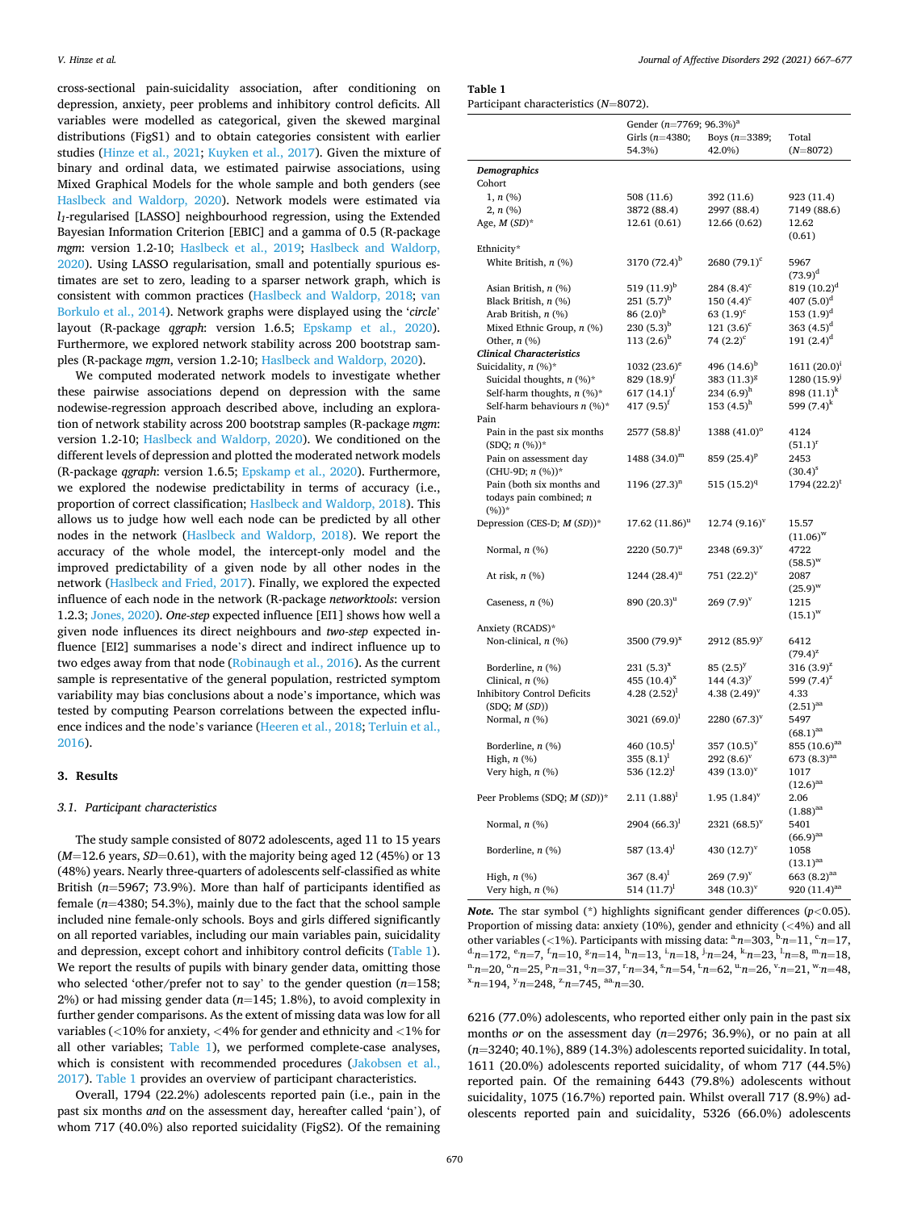cross-sectional pain-suicidality association, after conditioning on depression, anxiety, peer problems and inhibitory control deficits. All variables were modelled as categorical, given the skewed marginal distributions (FigS1) and to obtain categories consistent with earlier studies (Hinze et al., 2021; Kuyken et al., 2017). Given the mixture of binary and ordinal data, we estimated pairwise associations, using Mixed Graphical Models for the whole sample and both genders (see Haslbeck and Waldorp, 2020). Network models were estimated via $l_1$-regularised [LASSO] neighbourhood regression, using the Extended Bayesian Information Criterion [EBIC] and a gamma of 0.5 (R-package *mgm*: version 1.2-10; Haslbeck et al., 2019; Haslbeck and Waldorp, 2020). Using LASSO regularisation, small and potentially spurious estimates are set to zero, leading to a sparser network graph, which is consistent with common practices (Haslbeck and Waldorp, 2018; van Borkulo et al., 2014). Network graphs were displayed using the '*circle*' layout (R-package *qgraph*: version 1.6.5; Epskamp et al., 2020). Furthermore, we explored network stability across 200 bootstrap samples (R-package *mgm*, version 1.2-10; Haslbeck and Waldorp, 2020).

We computed moderated network models to investigate whether these pairwise associations depend on depression with the same nodewise-regression approach described above, including an exploration of network stability across 200 bootstrap samples (R-package *mgm*: version 1.2-10; Haslbeck and Waldorp, 2020). We conditioned on the different levels of depression and plotted the moderated network models (R-package *qgraph*: version 1.6.5; Epskamp et al., 2020). Furthermore, we explored the nodewise predictability in terms of accuracy (i.e., proportion of correct classification; Haslbeck and Waldorp, 2018). This allows us to judge how well each node can be predicted by all other nodes in the network (Haslbeck and Waldorp, 2018). We report the accuracy of the whole model, the intercept-only model and the improved predictability of a given node by all other nodes in the network (Haslbeck and Fried, 2017). Finally, we explored the expected influence of each node in the network (R-package *networktools*: version 1.2.3; Jones, 2020). *One-step* expected influence [EI1] shows how well a given node influences its direct neighbours and *two-step* expected influence [EI2] summarises a node's direct and indirect influence up to two edges away from that node (Robinaugh et al., 2016). As the current sample is representative of the general population, restricted symptom variability may bias conclusions about a node's importance, which was tested by computing Pearson correlations between the expected influence indices and the node's variance (Heeren et al., 2018; Terluin et al., 2016).

## 3. Results

### 3.1. Participant characteristics

The study sample consisted of 8072 adolescents, aged 11 to 15 years ($M$=12.6 years, $SD$=0.61), with the majority being aged 12 (45%) or 13 (48%) years. Nearly three-quarters of adolescents self-classified as white British ($n$=5967; 73.9%). More than half of participants identified as female ($n$=4380; 54.3%), mainly due to the fact that the school sample included nine female-only schools. Boys and girls differed significantly on all reported variables, including our main variables pain, suicidality and depression, except cohort and inhibitory control deficits (Table 1). We report the results of pupils with binary gender data, omitting those who selected 'other/prefer not to say' to the gender question ($n$=158; 2%) or had missing gender data ($n$=145; 1.8%), to avoid complexity in further gender comparisons. As the extent of missing data was low for all variables (<10% for anxiety, <4% for gender and ethnicity and <1% for all other variables; Table 1), we performed complete-case analyses, which is consistent with recommended procedures (Jakobsen et al., 2017). Table 1 provides an overview of participant characteristics.

Overall, 1794 (22.2%) adolescents reported pain (i.e., pain in the past six months *and* on the assessment day, hereafter called 'pain'), of whom 717 (40.0%) also reported suicidality (FigS2). Of the remaining 6216 (77.0%) adolescents, who reported either only pain in the past six months *or* on the assessment day ($n$=2976; 36.9%), or no pain at all ($n$=3240; 40.1%), 889 (14.3%) adolescents reported suicidality. In total, 1611 (20.0%) adolescents reported suicidality, of whom 717 (44.5%) reported pain. Of the remaining 6443 (79.8%) adolescents without suicidality, 1075 (16.7%) reported pain. Whilst overall 717 (8.9%) adolescents reported pain and suicidality, 5326 (66.0%) adolescents

**Table 1**
Participant characteristics ($N$=8072).

| | Gender ($n$=7769; 96.3%)[a] | | |
|---|---|---|---|
| | Girls ($n$=4380; 54.3%) | Boys ($n$=3389; 42.0%) | Total ($N$=8072) |
| ***Demographics*** | | | |
| Cohort | | | |
| 1, *n* (%) | 508 (11.6) | 392 (11.6) | 923 (11.4) |
| 2, *n* (%) | 3872 (88.4) | 2997 (88.4) | 7149 (88.6) |
| Age, *M* (*SD*)* | 12.61 (0.61) | 12.66 (0.62) | 12.62 (0.61) |
| Ethnicity* | | | |
| White British, *n* (%) | 3170 (72.4)[b] | 2680 (79.1)[c] | 5967 (73.9)[d] |
| Asian British, *n* (%) | 519 (11.9)[b] | 284 (8.4)[c] | 819 (10.2)[d] |
| Black British, *n* (%) | 251 (5.7)[b] | 150 (4.4)[c] | 407 (5.0)[d] |
| Arab British, *n* (%) | 86 (2.0)[b] | 63 (1.9)[c] | 153 (1.9)[d] |
| Mixed Ethnic Group, *n* (%) | 230 (5.3)[b] | 121 (3.6)[c] | 363 (4.5)[d] |
| Other, *n* (%) | 113 (2.6)[b] | 74 (2.2)[c] | 191 (2.4)[d] |
| ***Clinical Characteristics*** | | | |
| Suicidality, *n* (%)* | 1032 (23.6)[e] | 496 (14.6)[b] | 1611 (20.0)[i] |
| Suicidal thoughts, *n* (%)* | 829 (18.9)[f] | 383 (11.3)[g] | 1280 (15.9)[j] |
| Self-harm thoughts, *n* (%)* | 617 (14.1)[f] | 234 (6.9)[h] | 898 (11.1)[k] |
| Self-harm behaviours *n* (%)* | 417 (9.5)[f] | 153 (4.5)[h] | 599 (7.4)[k] |
| Pain | | | |
| Pain in the past six months (SDQ; *n* (%))* | 2577 (58.8)[l] | 1388 (41.0)[o] | 4124 (51.1)[r] |
| Pain on assessment day (CHU-9D; *n* (%))* | 1488 (34.0)[m] | 859 (25.4)[p] | 2453 (30.4)[s] |
| Pain (both six months and todays pain combined; *n* (%))* | 1196 (27.3)[n] | 515 (15.2)[q] | 1794 (22.2)[t] |
| Depression (CES-D; *M* (*SD*))* | 17.62 (11.86)[u] | 12.74 (9.16)[v] | 15.57 (11.06)[w] |
| Normal, *n* (%) | 2220 (50.7)[u] | 2348 (69.3)[v] | 4722 (58.5)[w] |
| At risk, *n* (%) | 1244 (28.4)[u] | 751 (22.2)[v] | 2087 (25.9)[w] |
| Caseness, *n* (%) | 890 (20.3)[u] | 269 (7.9)[v] | 1215 (15.1)[w] |
| Anxiety (RCADS)* | | | |
| Non-clinical, *n* (%) | 3500 (79.9)[x] | 2912 (85.9)[y] | 6412 (79.4)[z] |
| Borderline, *n* (%) | 231 (5.3)[x] | 85 (2.5)[y] | 316 (3.9)[z] |
| Clinical, *n* (%) | 455 (10.4)[x] | 144 (4.3)[y] | 599 (7.4)[z] |
| Inhibitory Control Deficits (SDQ; *M* (*SD*)) | 4.28 (2.52)[l] | 4.38 (2.49)[v] | 4.33 (2.51)[aa] |
| Normal, *n* (%) | 3021 (69.0)[l] | 2280 (67.3)[v] | 5497 (68.1)[aa] |
| Borderline, *n* (%) | 460 (10.5)[l] | 357 (10.5)[v] | 855 (10.6)[aa] |
| High, *n* (%) | 355 (8.1)[l] | 292 (8.6)[v] | 673 (8.3)[aa] |
| Very high, *n* (%) | 536 (12.2)[l] | 439 (13.0)[v] | 1017 (12.6)[aa] |
| Peer Problems (SDQ; *M* (*SD*))* | 2.11 (1.88)[l] | 1.95 (1.84)[v] | 2.06 (1.88)[aa] |
| Normal, *n* (%) | 2904 (66.3)[l] | 2321 (68.5)[v] | 5401 (66.9)[aa] |
| Borderline, *n* (%) | 587 (13.4)[l] | 430 (12.7)[v] | 1058 (13.1)[aa] |
| High, *n* (%) | 367 (8.4)[l] | 269 (7.9)[v] | 663 (8.2)[aa] |
| Very high, *n* (%) | 514 (11.7)[l] | 348 (10.3)[v] | 920 (11.4)[aa] |

***Note.*** The star symbol (*) highlights significant gender differences ($p$<0.05). Proportion of missing data: anxiety (10%), gender and ethnicity (<4%) and all other variables (<1%). Participants with missing data: [a]$n$=303, [b]$n$=11, [c]$n$=17, [d]$n$=172, [e]$n$=7, [f]$n$=10, [g]$n$=14, [h]$n$=13, [i]$n$=18, [j]$n$=24, [k]$n$=23, [l]$n$=8, [m]$n$=18, [n]$n$=20, [o]$n$=25, [p]$n$=31, [q]$n$=37, [r]$n$=34, [s]$n$=54, [t]$n$=62, [u]$n$=26, [v]$n$=21, [w]$n$=48, [x]$n$=194, [y]$n$=248, [z]$n$=745, [aa]$n$=30.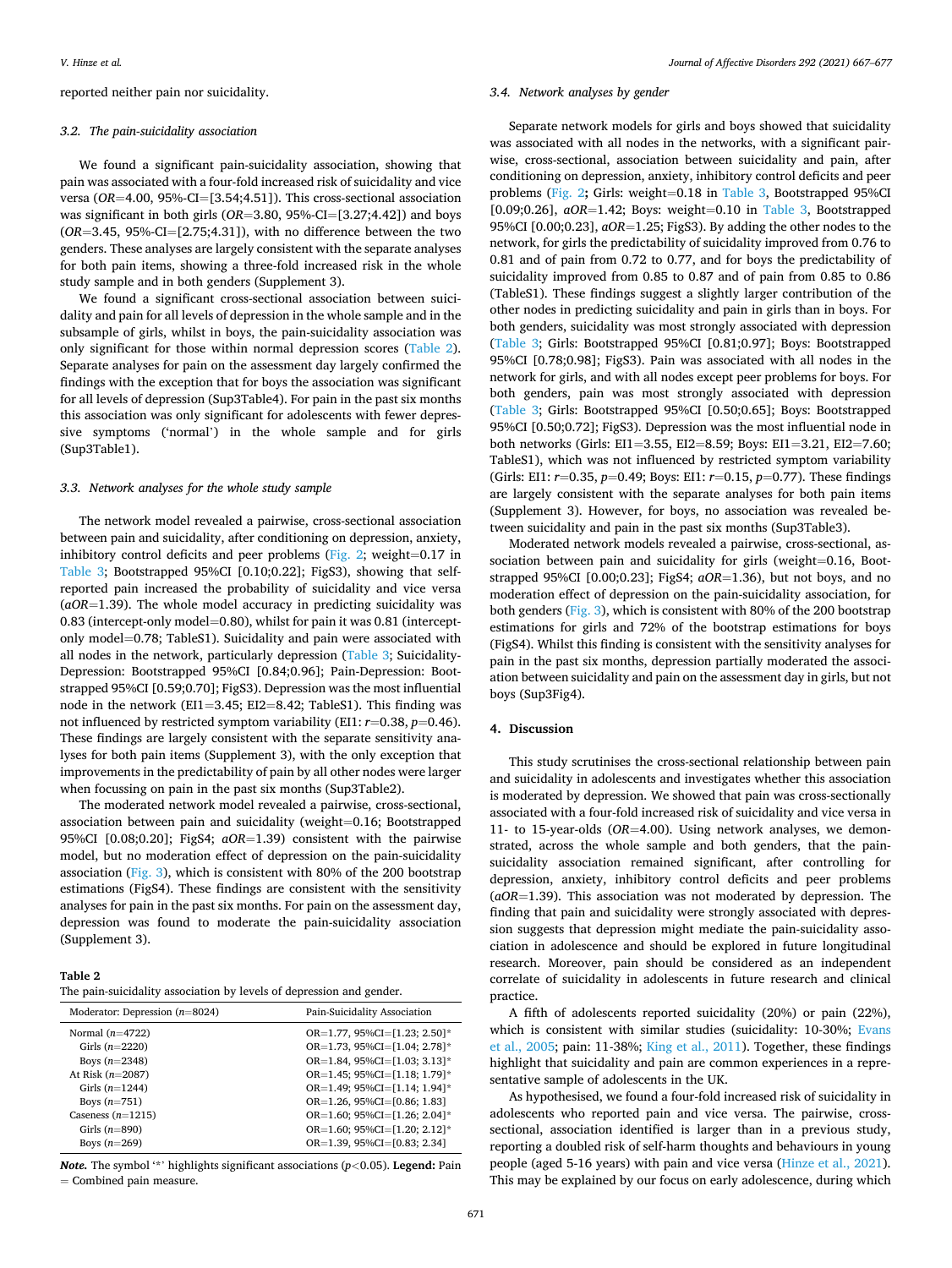reported neither pain nor suicidality.

### 3.2. The pain-suicidality association

We found a significant pain-suicidality association, showing that pain was associated with a four-fold increased risk of suicidality and vice versa (*OR*=4.00, 95%-CI=[3.54;4.51]). This cross-sectional association was significant in both girls (*OR*=3.80, 95%-CI=[3.27;4.42]) and boys (*OR*=3.45, 95%-CI=[2.75;4.31]), with no difference between the two genders. These analyses are largely consistent with the separate analyses for both pain items, showing a three-fold increased risk in the whole study sample and in both genders (Supplement 3).

We found a significant cross-sectional association between suicidality and pain for all levels of depression in the whole sample and in the subsample of girls, whilst in boys, the pain-suicidality association was only significant for those within normal depression scores (Table 2). Separate analyses for pain on the assessment day largely confirmed the findings with the exception that for boys the association was significant for all levels of depression (Sup3Table4). For pain in the past six months this association was only significant for adolescents with fewer depressive symptoms ('normal') in the whole sample and for girls (Sup3Table1).

### 3.3. Network analyses for the whole study sample

The network model revealed a pairwise, cross-sectional association between pain and suicidality, after conditioning on depression, anxiety, inhibitory control deficits and peer problems (Fig. 2; weight=0.17 in Table 3; Bootstrapped 95%CI [0.10;0.22]; FigS3), showing that self-reported pain increased the probability of suicidality and vice versa (*aOR*=1.39). The whole model accuracy in predicting suicidality was 0.83 (intercept-only model=0.80), whilst for pain it was 0.81 (intercept-only model=0.78; TableS1). Suicidality and pain were associated with all nodes in the network, particularly depression (Table 3; Suicidality-Depression: Bootstrapped 95%CI [0.84;0.96]; Pain-Depression: Bootstrapped 95%CI [0.59;0.70]; FigS3). Depression was the most influential node in the network (EI1=3.45; EI2=8.42; TableS1). This finding was not influenced by restricted symptom variability (EI1: *r*=0.38, *p*=0.46). These findings are largely consistent with the separate sensitivity analyses for both pain items (Supplement 3), with the only exception that improvements in the predictability of pain by all other nodes were larger when focussing on pain in the past six months (Sup3Table2).

The moderated network model revealed a pairwise, cross-sectional, association between pain and suicidality (weight=0.16; Bootstrapped 95%CI [0.08;0.20]; FigS4; *aOR*=1.39) consistent with the pairwise model, but no moderation effect of depression on the pain-suicidality association (Fig. 3), which is consistent with 80% of the 200 bootstrap estimations (FigS4). These findings are consistent with the sensitivity analyses for pain in the past six months. For pain on the assessment day, depression was found to moderate the pain-suicidality association (Supplement 3).

**Table 2**
The pain-suicidality association by levels of depression and gender.

| Moderator: Depression (*n*=8024) | Pain-Suicidality Association |
|---|---|
| Normal (*n*=4722) | OR=1.77, 95%CI=[1.23; 2.50]* |
| Girls (*n*=2220) | OR=1.73, 95%CI=[1.04; 2.78]* |
| Boys (*n*=2348) | OR=1.84, 95%CI=[1.03; 3.13]* |
| At Risk (*n*=2087) | OR=1.45, 95%CI=[1.18; 1.79]* |
| Girls (*n*=1244) | OR=1.49, 95%CI=[1.14; 1.94]* |
| Boys (*n*=751) | OR=1.26, 95%CI=[0.86; 1.83] |
| Caseness (*n*=1215) | OR=1.60, 95%CI=[1.26; 2.04]* |
| Girls (*n*=890) | OR=1.60, 95%CI=[1.20; 2.12]* |
| Boys (*n*=269) | OR=1.39, 95%CI=[0.83; 2.34] |

***Note.*** The symbol '*' highlights significant associations ($p<0.05$). **Legend:** Pain = Combined pain measure.

### 3.4. Network analyses by gender

Separate network models for girls and boys showed that suicidality was associated with all nodes in the networks, with a significant pairwise, cross-sectional, association between suicidality and pain, after conditioning on depression, anxiety, inhibitory control deficits and peer problems (Fig. 2**;** Girls: weight=0.18 in Table 3, Bootstrapped 95%CI [0.09;0.26], *aOR*=1.42; Boys: weight=0.10 in Table 3, Bootstrapped 95%CI [0.00;0.23], *aOR*=1.25; FigS3). By adding the other nodes to the network, for girls the predictability of suicidality improved from 0.76 to 0.81 and of pain from 0.72 to 0.77, and for boys the predictability of suicidality improved from 0.85 to 0.87 and of pain from 0.85 to 0.86 (TableS1). These findings suggest a slightly larger contribution of the other nodes in predicting suicidality and pain in girls than in boys. For both genders, suicidality was most strongly associated with depression (Table 3; Girls: Bootstrapped 95%CI [0.81;0.97]; Boys: Bootstrapped 95%CI [0.78;0.98]; FigS3). Pain was associated with all nodes in the network for girls, and with all nodes except peer problems for boys. For both genders, pain was most strongly associated with depression (Table 3; Girls: Bootstrapped 95%CI [0.50;0.65]; Boys: Bootstrapped 95%CI [0.50;0.72]; FigS3). Depression was the most influential node in both networks (Girls: EI1=3.55, EI2=8.59; Boys: EI1=3.21, EI2=7.60; TableS1), which was not influenced by restricted symptom variability (Girls: EI1: *r*=0.35, *p*=0.49; Boys: EI1: *r*=0.15, *p*=0.77). These findings are largely consistent with the separate analyses for both pain items (Supplement 3). However, for boys, no association was revealed between suicidality and pain in the past six months (Sup3Table3).

Moderated network models revealed a pairwise, cross-sectional, association between pain and suicidality for girls (weight=0.16, Bootstrapped 95%CI [0.00;0.23]; FigS4; *aOR*=1.36), but not boys, and no moderation effect of depression on the pain-suicidality association, for both genders (Fig. 3), which is consistent with 80% of the 200 bootstrap estimations for girls and 72% of the bootstrap estimations for boys (FigS4). Whilst this finding is consistent with the sensitivity analyses for pain in the past six months, depression partially moderated the association between suicidality and pain on the assessment day in girls, but not boys (Sup3Fig4).

## 4. Discussion

This study scrutinises the cross-sectional relationship between pain and suicidality in adolescents and investigates whether this association is moderated by depression. We showed that pain was cross-sectionally associated with a four-fold increased risk of suicidality and vice versa in 11- to 15-year-olds (*OR*=4.00). Using network analyses, we demonstrated, across the whole sample and both genders, that the pain-suicidality association remained significant, after controlling for depression, anxiety, inhibitory control deficits and peer problems (*aOR*=1.39). This association was not moderated by depression. The finding that pain and suicidality were strongly associated with depression suggests that depression might mediate the pain-suicidality association in adolescence and should be explored in future longitudinal research. Moreover, pain should be considered as an independent correlate of suicidality in adolescents in future research and clinical practice.

A fifth of adolescents reported suicidality (20%) or pain (22%), which is consistent with similar studies (suicidality: 10-30%; Evans et al., 2005; pain: 11-38%; King et al., 2011). Together, these findings highlight that suicidality and pain are common experiences in a representative sample of adolescents in the UK.

As hypothesised, we found a four-fold increased risk of suicidality in adolescents who reported pain and vice versa. The pairwise, cross-sectional, association identified is larger than in a previous study, reporting a doubled risk of self-harm thoughts and behaviours in young people (aged 5-16 years) with pain and vice versa (Hinze et al., 2021). This may be explained by our focus on early adolescence, during which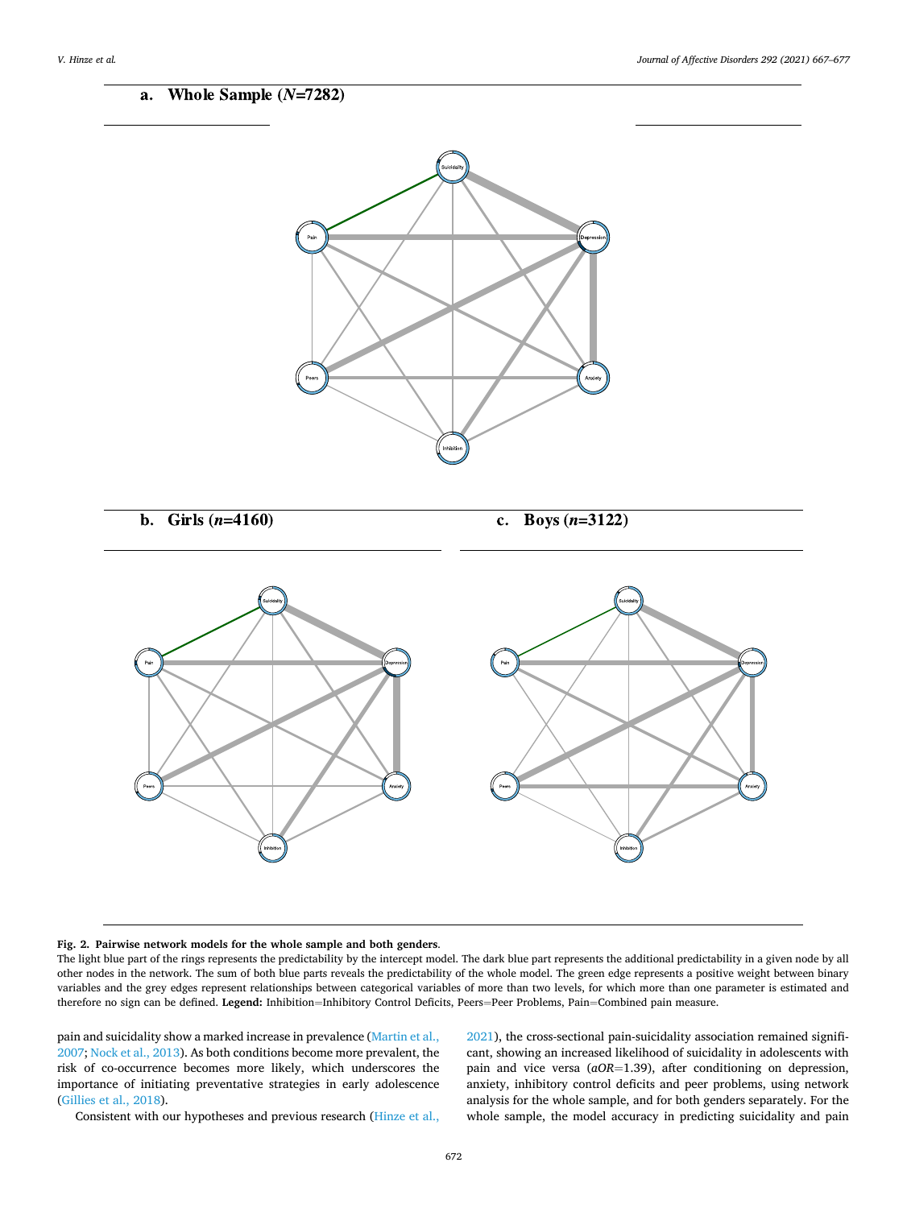**a. Whole Sample ($N$=7282)**

**b. Girls ($n$=4160)**

**c. Boys ($n$=3122)**

**Fig. 2. Pairwise network models for the whole sample and both genders**.

The light blue part of the rings represents the predictability by the intercept model. The dark blue part represents the additional predictability in a given node by all other nodes in the network. The sum of both blue parts reveals the predictability of the whole model. The green edge represents a positive weight between binary variables and the grey edges represent relationships between categorical variables of more than two levels, for which more than one parameter is estimated and therefore no sign can be defined. **Legend:** Inhibition=Inhibitory Control Deficits, Peers=Peer Problems, Pain=Combined pain measure.

pain and suicidality show a marked increase in prevalence (Martin et al., 2007; Nock et al., 2013). As both conditions become more prevalent, the risk of co-occurrence becomes more likely, which underscores the importance of initiating preventative strategies in early adolescence (Gillies et al., 2018).

Consistent with our hypotheses and previous research (Hinze et al., 2021), the cross-sectional pain-suicidality association remained significant, showing an increased likelihood of suicidality in adolescents with pain and vice versa (*aOR*=1.39), after conditioning on depression, anxiety, inhibitory control deficits and peer problems, using network analysis for the whole sample, and for both genders separately. For the whole sample, the model accuracy in predicting suicidality and pain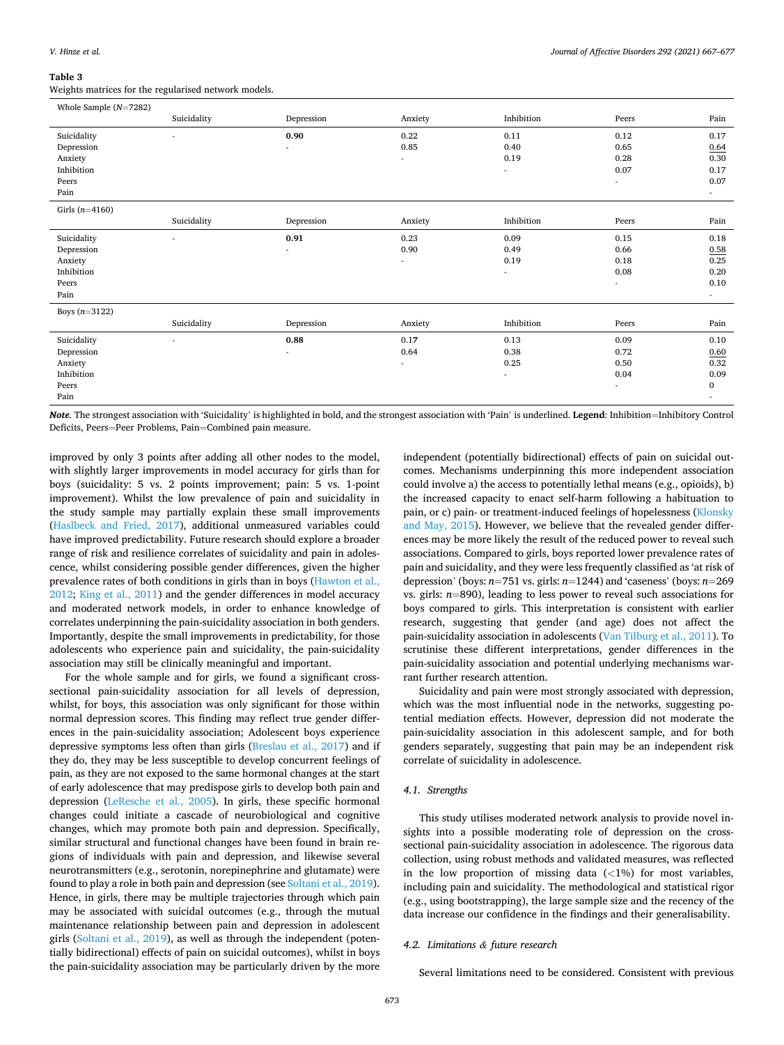**Table 3**
Weights matrices for the regularised network models.

| Whole Sample (*N*=7282) | | | | | | |
|---|---|---|---|---|---|---|
| | Suicidality | Depression | Anxiety | Inhibition | Peers | Pain |
| Suicidality | - | **0.90** | 0.22 | 0.11 | 0.12 | 0.17 |
| Depression | | - | 0.85 | 0.40 | 0.65 | <u>0.64</u> |
| Anxiety | | | - | 0.19 | 0.28 | 0.30 |
| Inhibition | | | | - | 0.07 | 0.17 |
| Peers | | | | | - | 0.07 |
| Pain | | | | | | - |
| **Girls (*n*=4160)** | | | | | | |
| | Suicidality | Depression | Anxiety | Inhibition | Peers | Pain |
| Suicidality | - | **0.91** | 0.23 | 0.09 | 0.15 | 0.18 |
| Depression | | - | 0.90 | 0.49 | 0.66 | <u>0.58</u> |
| Anxiety | | | - | 0.19 | 0.18 | 0.25 |
| Inhibition | | | | - | 0.08 | 0.20 |
| Peers | | | | | - | 0.10 |
| Pain | | | | | | - |
| **Boys (*n*=3122)** | | | | | | |
| | Suicidality | Depression | Anxiety | Inhibition | Peers | Pain |
| Suicidality | - | **0.88** | 0.17 | 0.13 | 0.09 | 0.10 |
| Depression | | - | 0.64 | 0.38 | 0.72 | <u>0.60</u> |
| Anxiety | | | - | 0.25 | 0.50 | 0.32 |
| Inhibition | | | | - | 0.04 | 0.09 |
| Peers | | | | | - | 0 |
| Pain | | | | | | - |

***Note.*** The strongest association with 'Suicidality' is highlighted in bold, and the strongest association with 'Pain' is underlined. **Legend**: Inhibition=Inhibitory Control Deficits, Peers=Peer Problems, Pain=Combined pain measure.

improved by only 3 points after adding all other nodes to the model, with slightly larger improvements in model accuracy for girls than for boys (suicidality: 5 vs. 2 points improvement; pain: 5 vs. 1-point improvement). Whilst the low prevalence of pain and suicidality in the study sample may partially explain these small improvements (Haslbeck and Fried, 2017), additional unmeasured variables could have improved predictability. Future research should explore a broader range of risk and resilience correlates of suicidality and pain in adolescence, whilst considering possible gender differences, given the higher prevalence rates of both conditions in girls than in boys (Hawton et al., 2012; King et al., 2011) and the gender differences in model accuracy and moderated network models, in order to enhance knowledge of correlates underpinning the pain-suicidality association in both genders. Importantly, despite the small improvements in predictability, for those adolescents who experience pain and suicidality, the pain-suicidality association may still be clinically meaningful and important.

For the whole sample and for girls, we found a significant cross-sectional pain-suicidality association for all levels of depression, whilst, for boys, this association was only significant for those within normal depression scores. This finding may reflect true gender differences in the pain-suicidality association; Adolescent boys experience depressive symptoms less often than girls (Breslau et al., 2017) and if they do, they may be less susceptible to develop concurrent feelings of pain, as they are not exposed to the same hormonal changes at the start of early adolescence that may predispose girls to develop both pain and depression (LeResche et al., 2005). In girls, these specific hormonal changes could initiate a cascade of neurobiological and cognitive changes, which may promote both pain and depression. Specifically, similar structural and functional changes have been found in brain regions of individuals with pain and depression, and likewise several neurotransmitters (e.g., serotonin, norepinephrine and glutamate) were found to play a role in both pain and depression (see Soltani et al., 2019). Hence, in girls, there may be multiple trajectories through which pain may be associated with suicidal outcomes (e.g., through the mutual maintenance relationship between pain and depression in adolescent girls (Soltani et al., 2019), as well as through the independent (potentially bidirectional) effects of pain on suicidal outcomes), whilst in boys the pain-suicidality association may be particularly driven by the more independent (potentially bidirectional) effects of pain on suicidal outcomes. Mechanisms underpinning this more independent association could involve a) the access to potentially lethal means (e.g., opioids), b) the increased capacity to enact self-harm following a habituation to pain, or c) pain- or treatment-induced feelings of hopelessness (Klonsky and May, 2015). However, we believe that the revealed gender differences may be more likely the result of the reduced power to reveal such associations. Compared to girls, boys reported lower prevalence rates of pain and suicidality, and they were less frequently classified as 'at risk of depression' (boys: *n*=751 vs. girls: *n*=1244) and 'caseness' (boys: *n*=269 vs. girls: *n*=890), leading to less power to reveal such associations for boys compared to girls. This interpretation is consistent with earlier research, suggesting that gender (and age) does not affect the pain-suicidality association in adolescents (Van Tilburg et al., 2011). To scrutinise these different interpretations, gender differences in the pain-suicidality association and potential underlying mechanisms warrant further research attention.

Suicidality and pain were most strongly associated with depression, which was the most influential node in the networks, suggesting potential mediation effects. However, depression did not moderate the pain-suicidality association in this adolescent sample, and for both genders separately, suggesting that pain may be an independent risk correlate of suicidality in adolescence.

### 4.1. Strengths

This study utilises moderated network analysis to provide novel insights into a possible moderating role of depression on the cross-sectional pain-suicidality association in adolescence. The rigorous data collection, using robust methods and validated measures, was reflected in the low proportion of missing data (<1%) for most variables, including pain and suicidality. The methodological and statistical rigor (e.g., using bootstrapping), the large sample size and the recency of the data increase our confidence in the findings and their generalisability.

### 4.2. Limitations & future research

Several limitations need to be considered. Consistent with previous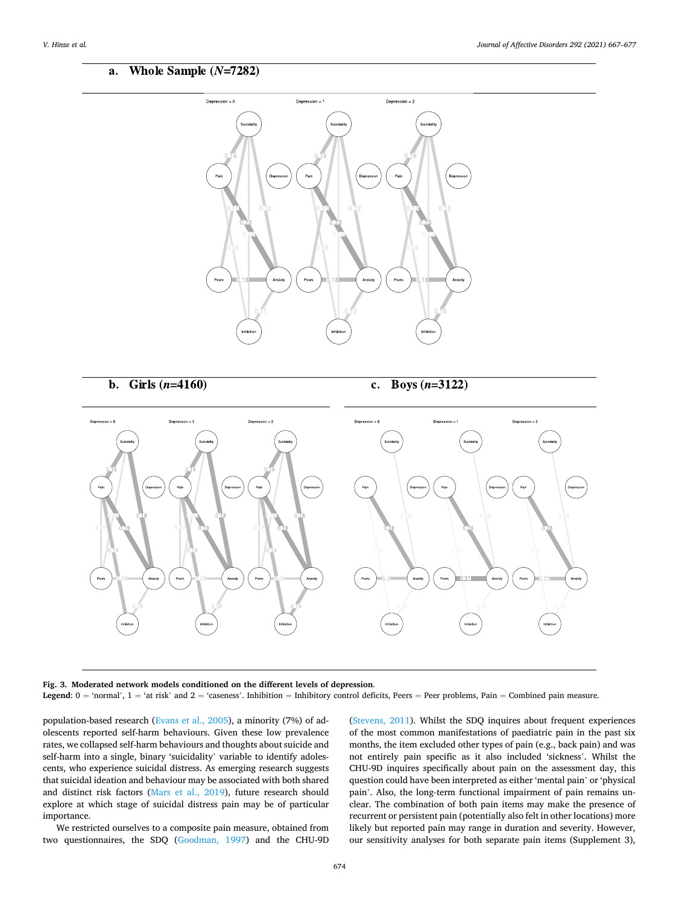**a. Whole Sample (*N*=7282)**

**b. Girls (*n*=4160)**

**c. Boys (*n*=3122)**

**Fig. 3. Moderated network models conditioned on the different levels of depression.**
**Legend**: 0 = 'normal', 1 = 'at risk' and 2 = 'caseness'. Inhibition = Inhibitory control deficits, Peers = Peer problems, Pain = Combined pain measure.

population-based research (Evans et al., 2005), a minority (7%) of adolescents reported self-harm behaviours. Given these low prevalence rates, we collapsed self-harm behaviours and thoughts about suicide and self-harm into a single, binary 'suicidality' variable to identify adolescents, who experience suicidal distress. As emerging research suggests that suicidal ideation and behaviour may be associated with both shared and distinct risk factors (Mars et al., 2019), future research should explore at which stage of suicidal distress pain may be of particular importance.

We restricted ourselves to a composite pain measure, obtained from two questionnaires, the SDQ (Goodman, 1997) and the CHU-9D (Stevens, 2011). Whilst the SDQ inquires about frequent experiences of the most common manifestations of paediatric pain in the past six months, the item excluded other types of pain (e.g., back pain) and was not entirely pain specific as it also included 'sickness'. Whilst the CHU-9D inquires specifically about pain on the assessment day, this question could have been interpreted as either 'mental pain' or 'physical pain'. Also, the long-term functional impairment of pain remains unclear. The combination of both pain items may make the presence of recurrent or persistent pain (potentially also felt in other locations) more likely but reported pain may range in duration and severity. However, our sensitivity analyses for both separate pain items (Supplement 3),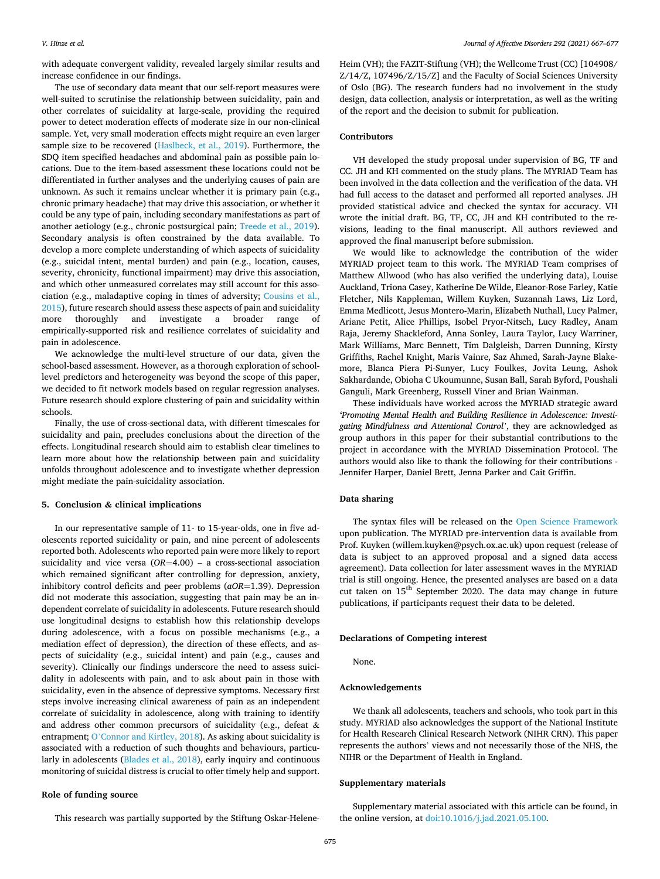with adequate convergent validity, revealed largely similar results and increase confidence in our findings.

The use of secondary data meant that our self-report measures were well-suited to scrutinise the relationship between suicidality, pain and other correlates of suicidality at large-scale, providing the required power to detect moderation effects of moderate size in our non-clinical sample. Yet, very small moderation effects might require an even larger sample size to be recovered (Haslbeck, et al., 2019). Furthermore, the SDQ item specified headaches and abdominal pain as possible pain locations. Due to the item-based assessment these locations could not be differentiated in further analyses and the underlying causes of pain are unknown. As such it remains unclear whether it is primary pain (e.g., chronic primary headache) that may drive this association, or whether it could be any type of pain, including secondary manifestations as part of another aetiology (e.g., chronic postsurgical pain; Treede et al., 2019). Secondary analysis is often constrained by the data available. To develop a more complete understanding of which aspects of suicidality (e.g., suicidal intent, mental burden) and pain (e.g., location, causes, severity, chronicity, functional impairment) may drive this association, and which other unmeasured correlates may still account for this association (e.g., maladaptive coping in times of adversity; Cousins et al., 2015), future research should assess these aspects of pain and suicidality more thoroughly and investigate a broader range of empirically-supported risk and resilience correlates of suicidality and pain in adolescence.

We acknowledge the multi-level structure of our data, given the school-based assessment. However, as a thorough exploration of school-level predictors and heterogeneity was beyond the scope of this paper, we decided to fit network models based on regular regression analyses. Future research should explore clustering of pain and suicidality within schools.

Finally, the use of cross-sectional data, with different timescales for suicidality and pain, precludes conclusions about the direction of the effects. Longitudinal research should aim to establish clear timelines to learn more about how the relationship between pain and suicidality unfolds throughout adolescence and to investigate whether depression might mediate the pain-suicidality association.

## 5. Conclusion & clinical implications

In our representative sample of 11- to 15-year-olds, one in five adolescents reported suicidality or pain, and nine percent of adolescents reported both. Adolescents who reported pain were more likely to report suicidality and vice versa (*OR*=4.00) – a cross-sectional association which remained significant after controlling for depression, anxiety, inhibitory control deficits and peer problems (*aOR*=1.39). Depression did not moderate this association, suggesting that pain may be an independent correlate of suicidality in adolescents. Future research should use longitudinal designs to establish how this relationship develops during adolescence, with a focus on possible mechanisms (e.g., a mediation effect of depression), the direction of these effects, and aspects of suicidality (e.g., suicidal intent) and pain (e.g., causes and severity). Clinically our findings underscore the need to assess suicidality in adolescents with pain, and to ask about pain in those with suicidality, even in the absence of depressive symptoms. Necessary first steps involve increasing clinical awareness of pain as an independent correlate of suicidality in adolescence, along with training to identify and address other common precursors of suicidality (e.g., defeat & entrapment; O'Connor and Kirtley, 2018). As asking about suicidality is associated with a reduction of such thoughts and behaviours, particularly in adolescents (Blades et al., 2018), early inquiry and continuous monitoring of suicidal distress is crucial to offer timely help and support.

## Role of funding source

This research was partially supported by the Stiftung Oskar-Helene-Heim (VH); the FAZIT-Stiftung (VH); the Wellcome Trust (CC) [104908/Z/14/Z, 107496/Z/15/Z] and the Faculty of Social Sciences University of Oslo (BG). The research funders had no involvement in the study design, data collection, analysis or interpretation, as well as the writing of the report and the decision to submit for publication.

## Contributors

VH developed the study proposal under supervision of BG, TF and CC. JH and KH commented on the study plans. The MYRIAD Team has been involved in the data collection and the verification of the data. VH had full access to the dataset and performed all reported analyses. JH provided statistical advice and checked the syntax for accuracy. VH wrote the initial draft. BG, TF, CC, JH and KH contributed to the revisions, leading to the final manuscript. All authors reviewed and approved the final manuscript before submission.

We would like to acknowledge the contribution of the wider MYRIAD project team to this work. The MYRIAD Team comprises of Matthew Allwood (who has also verified the underlying data), Louise Auckland, Triona Casey, Katherine De Wilde, Eleanor-Rose Farley, Katie Fletcher, Nils Kappleman, Willem Kuyken, Suzannah Laws, Liz Lord, Emma Medlicott, Jesus Montero-Marin, Elizabeth Nuthall, Lucy Palmer, Ariane Petit, Alice Phillips, Isobel Pryor-Nitsch, Lucy Radley, Anam Raja, Jeremy Shackleford, Anna Sonley, Laura Taylor, Lucy Warriner, Mark Williams, Marc Bennett, Tim Dalgleish, Darren Dunning, Kirsty Griffiths, Rachel Knight, Maris Vainre, Saz Ahmed, Sarah-Jayne Blakemore, Blanca Piera Pi-Sunyer, Lucy Foulkes, Jovita Leung, Ashok Sakhardande, Obioha C Ukoumunne, Susan Ball, Sarah Byford, Poushali Ganguli, Mark Greenberg, Russell Viner and Brian Wainman.

These individuals have worked across the MYRIAD strategic award *'Promoting Mental Health and Building Resilience in Adolescence: Investigating Mindfulness and Attentional Control'*, they are acknowledged as group authors in this paper for their substantial contributions to the project in accordance with the MYRIAD Dissemination Protocol. The authors would also like to thank the following for their contributions - Jennifer Harper, Daniel Brett, Jenna Parker and Cait Griffin.

## Data sharing

The syntax files will be released on the Open Science Framework upon publication. The MYRIAD pre-intervention data is available from Prof. Kuyken (willem.kuyken@psych.ox.ac.uk) upon request (release of data is subject to an approved proposal and a signed data access agreement). Data collection for later assessment waves in the MYRIAD trial is still ongoing. Hence, the presented analyses are based on a data cut taken on 15th September 2020. The data may change in future publications, if participants request their data to be deleted.

## Declarations of Competing interest

None.

## Acknowledgements

We thank all adolescents, teachers and schools, who took part in this study. MYRIAD also acknowledges the support of the National Institute for Health Research Clinical Research Network (NIHR CRN). This paper represents the authors' views and not necessarily those of the NHS, the NIHR or the Department of Health in England.

## Supplementary materials

Supplementary material associated with this article can be found, in the online version, at doi:10.1016/j.jad.2021.05.100.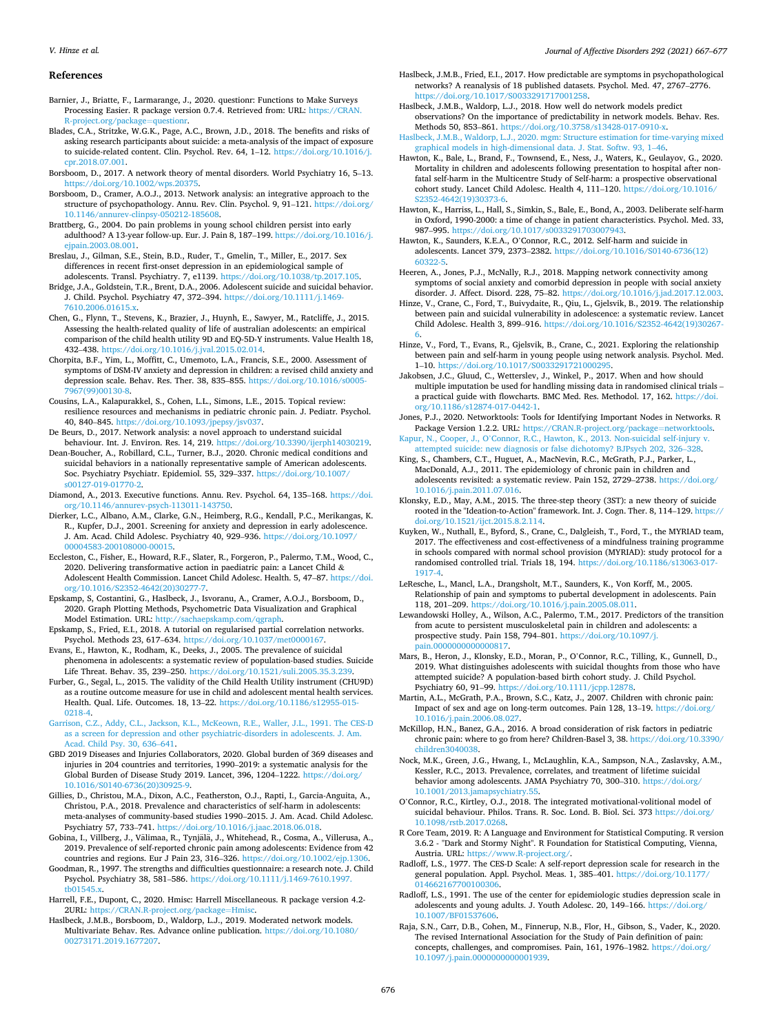## References

Barnier, J., Briatte, F., Larmarange, J., 2020. questionr: Functions to Make Surveys Processing Easier. R package version 0.7.4. Retrieved from: URL: https://CRAN.R-project.org/package=questionr.

Blades, C.A., Stritzke, W.G.K., Page, A.C., Brown, J.D., 2018. The benefits and risks of asking research participants about suicide: a meta-analysis of the impact of exposure to suicide-related content. Clin. Psychol. Rev. 64, 1–12. https://doi.org/10.1016/j.cpr.2018.07.001.

Borsboom, D., 2017. A network theory of mental disorders. World Psychiatry 16, 5–13. https://doi.org/10.1002/wps.20375.

Borsboom, D., Cramer, A.O.J., 2013. Network analysis: an integrative approach to the structure of psychopathology. Annu. Rev. Clin. Psychol. 9, 91–121. https://doi.org/10.1146/annurev-clinpsy-050212-185608.

Brattberg, G., 2004. Do pain problems in young school children persist into early adulthood? A 13-year follow-up. Eur. J. Pain 8, 187–199. https://doi.org/10.1016/j.ejpain.2003.08.001.

Breslau, J., Gilman, S.E., Stein, B.D., Ruder, T., Gmelin, T., Miller, E., 2017. Sex differences in recent first-onset depression in an epidemiological sample of adolescents. Transl. Psychiatry. 7, e1139. https://doi.org/10.1038/tp.2017.105.

Bridge, J.A., Goldstein, T.R., Brent, D.A., 2006. Adolescent suicide and suicidal behavior. J. Child. Psychol. Psychiatry 47, 372–394. https://doi.org/10.1111/j.1469-7610.2006.01615.x.

Chen, G., Flynn, T., Stevens, K., Brazier, J., Huynh, E., Sawyer, M., Ratcliffe, J., 2015. Assessing the health-related quality of life of australian adolescents: an empirical comparison of the child health utility 9D and EQ-5D-Y instruments. Value Health 18, 432–438. https://doi.org/10.1016/j.jval.2015.02.014.

Chorpita, B.F., Yim, L., Moffitt, C., Umemoto, L.A., Francis, S.E., 2000. Assessment of symptoms of DSM-IV anxiety and depression in children: a revised child anxiety and depression scale. Behav. Res. Ther. 38, 835–855. https://doi.org/10.1016/s0005-7967(99)00130-8.

Cousins, L.A., Kalapurakkel, S., Cohen, L.L., Simons, L.E., 2015. Topical review: resilience resources and mechanisms in pediatric chronic pain. J. Pediatr. Psychol. 40, 840–845. https://doi.org/10.1093/jpepsy/jsv037.

De Beurs, D., 2017. Network analysis: a novel approach to understand suicidal behaviour. Int. J. Environ. Res. 14, 219. https://doi.org/10.3390/ijerph14030219.

Dean-Boucher, A., Robillard, C.L., Turner, B.J., 2020. Chronic medical conditions and suicidal behaviors in a nationally representative sample of American adolescents. Soc. Psychiatry Psychiatr. Epidemiol. 55, 329–337. https://doi.org/10.1007/s00127-019-01770-2.

Diamond, A., 2013. Executive functions. Annu. Rev. Psychol. 64, 135–168. https://doi.org/10.1146/annurev-psych-113011-143750.

Dierker, L.C., Albano, A.M., Clarke, G.N., Heimberg, R.G., Kendall, P.C., Merikangas, K.R., Kupfer, D.J., 2001. Screening for anxiety and depression in early adolescence. J. Am. Acad. Child Adolesc. Psychiatry 40, 929–936. https://doi.org/10.1097/00004583-200108000-00015.

Eccleston, C., Fisher, E., Howard, R.F., Slater, R., Forgeron, P., Palermo, T.M., Wood, C., 2020. Delivering transformative action in paediatric pain: a Lancet Child & Adolescent Health Commission. Lancet Child Adolesc. Health. 5, 47–87. https://doi.org/10.1016/S2352-4642(20)30277-7.

Epskamp, S, Costantini, G., Haslbeck, J., Isvoranu, A., Cramer, A.O.J., Borsboom, D., 2020. Graph Plotting Methods, Psychometric Data Visualization and Graphical Model Estimation. URL: http://sachaepskamp.com/qgraph.

Epskamp, S., Fried, E.I., 2018. A tutorial on regularised partial correlation networks. Psychol. Methods 23, 617–634. https://doi.org/10.1037/met0000167.

Evans, E., Hawton, K., Rodham, K., Deeks, J., 2005. The prevalence of suicidal phenomena in adolescents: a systematic review of population-based studies. Suicide Life Threat. Behav. 35, 239–250. https://doi.org/10.1521/suli.2005.35.3.239.

Furber, G., Segal, L., 2015. The validity of the Child Health Utility instrument (CHU9D) as a routine outcome measure for use in child and adolescent mental health services. Health. Qual. Life. Outcomes. 18, 13–22. https://doi.org/10.1186/s12955-015-0218-4.

Garrison, C.Z., Addy, C.L., Jackson, K.L., McKeown, R.E., Waller, J.L., 1991. The CES-D as a screen for depression and other psychiatric-disorders in adolescents. J. Am. Acad. Child Psy. 30, 636–641.

GBD 2019 Diseases and Injuries Collaborators, 2020. Global burden of 369 diseases and injuries in 204 countries and territories, 1990–2019: a systematic analysis for the Global Burden of Disease Study 2019. Lancet, 396, 1204–1222. https://doi.org/10.1016/S0140-6736(20)30925-9.

Gillies, D., Christou, M.A., Dixon, A.C., Featherston, O.J., Rapti, I., Garcia-Anguita, A., Christou, P.A., 2018. Prevalence and characteristics of self-harm in adolescents: meta-analyses of community-based studies 1990–2015. J. Am. Acad. Child Adolesc. Psychiatry 57, 733–741. https://doi.org/10.1016/j.jaac.2018.06.018.

Gobina, I., Villberg, J., Välimaa, R., Tynjälä, J., Whitehead, R., Cosma, A., Villerusa, A., 2019. Prevalence of self-reported chronic pain among adolescents: Evidence from 42 countries and regions. Eur J Pain 23, 316–326. https://doi.org/10.1002/ejp.1306.

Goodman, R., 1997. The strengths and difficulties questionnaire: a research note. J. Child Psychol. Psychiatry 38, 581–586. https://doi.org/10.1111/j.1469-7610.1997.tb01545.x.

Harrell, F.E., Dupont, C., 2020. Hmisc: Harrell Miscellaneous. R package version 4.2-2URL: https://CRAN.R-project.org/package=Hmisc.

Haslbeck, J.M.B., Borsboom, D., Waldorp, L.J., 2019. Moderated network models. Multivariate Behav. Res. Advance online publication. https://doi.org/10.1080/00273171.2019.1677207.

Haslbeck, J.M.B., Fried, E.I., 2017. How predictable are symptoms in psychopathological networks? A reanalysis of 18 published datasets. Psychol. Med. 47, 2767–2776. https://doi.org/10.1017/S0033291717001258.

Haslbeck, J.M.B., Waldorp, L.J., 2018. How well do network models predict observations? On the importance of predictability in network models. Behav. Res. Methods 50, 853–861. https://doi.org/10.3758/s13428-017-0910-x.

Haslbeck, J.M.B., Waldorp, L.J., 2020. mgm: Structure estimation for time-varying mixed graphical models in high-dimensional data. J. Stat. Softw. 93, 1–46.

Hawton, K., Bale, L., Brand, F., Townsend, E., Ness, J., Waters, K., Geulayov, G., 2020. Mortality in children and adolescents following presentation to hospital after non-fatal self-harm in the Multicentre Study of Self-harm: a prospective observational cohort study. Lancet Child Adolesc. Health 4, 111–120. https://doi.org/10.1016/S2352-4642(19)30373-6.

Hawton, K., Harriss, L., Hall, S., Simkin, S., Bale, E., Bond, A., 2003. Deliberate self-harm in Oxford, 1990-2000: a time of change in patient characteristics. Psychol. Med. 33, 987–995. https://doi.org/10.1017/s0033291703007943.

Hawton, K., Saunders, K.E.A., O'Connor, R.C., 2012. Self-harm and suicide in adolescents. Lancet 379, 2373–2382. https://doi.org/10.1016/S0140-6736(12)60322-5.

Heeren, A., Jones, P.J., McNally, R.J., 2018. Mapping network connectivity among symptoms of social anxiety and comorbid depression in people with social anxiety disorder. J. Affect. Disord. 228, 75–82. https://doi.org/10.1016/j.jad.2017.12.003.

Hinze, V., Crane, C., Ford, T., Buivydaite, R., Qiu, L., Gjelsvik, B., 2019. The relationship between pain and suicidal vulnerability in adolescence: a systematic review. Lancet Child Adolesc. Health 3, 899–916. https://doi.org/10.1016/S2352-4642(19)30267-6.

Hinze, V., Ford, T., Evans, R., Gjelsvik, B., Crane, C., 2021. Exploring the relationship between pain and self-harm in young people using network analysis. Psychol. Med. 1–10. https://doi.org/10.1017/S0033291721000295.

Jakobsen, J.C., Gluud, C., Wetterslev, J., Winkel, P., 2017. When and how should multiple imputation be used for handling missing data in randomised clinical trials – a practical guide with flowcharts. BMC Med. Res. Methodol. 17, 162. https://doi.org/10.1186/s12874-017-0442-1.

Jones, P.J., 2020. Networktools: Tools for Identifying Important Nodes in Networks. R Package Version 1.2.2. URL: https://CRAN.R-project.org/package=networktools.

Kapur, N., Cooper, J., O'Connor, R.C., Hawton, K., 2013. Non-suicidal self-injury v. attempted suicide: new diagnosis or false dichotomy? BJPsych 202, 326–328.

King, S., Chambers, C.T., Huguet, A., MacNevin, R.C., McGrath, P.J., Parker, L., MacDonald, A.J., 2011. The epidemiology of chronic pain in children and adolescents revisited: a systematic review. Pain 152, 2729–2738. https://doi.org/10.1016/j.pain.2011.07.016.

Klonsky, E.D., May, A.M., 2015. The three-step theory (3ST): a new theory of suicide rooted in the "Ideation-to-Action" framework. Int. J. Cogn. Ther. 8, 114–129. https://doi.org/10.1521/ijct.2015.8.2.114.

Kuyken, W., Nuthall, E., Byford, S., Crane, C., Dalgleish, T., Ford, T., the MYRIAD team, 2017. The effectiveness and cost-effectiveness of a mindfulness training programme in schools compared with normal school provision (MYRIAD): study protocol for a randomised controlled trial. Trials 18, 194. https://doi.org/10.1186/s13063-017-1917-4.

LeResche, L., Mancl, L.A., Drangsholt, M.T., Saunders, K., Von Korff, M., 2005. Relationship of pain and symptoms to pubertal development in adolescents. Pain 118, 201–209. https://doi.org/10.1016/j.pain.2005.08.011.

Lewandowski Holley, A., Wilson, A.C., Palermo, T.M., 2017. Predictors of the transition from acute to persistent musculoskeletal pain in children and adolescents: a prospective study. Pain 158, 794–801. https://doi.org/10.1097/j.pain.0000000000000817.

Mars, B., Heron, J., Klonsky, E.D., Moran, P., O'Connor, R.C., Tilling, K., Gunnell, D., 2019. What distinguishes adolescents with suicidal thoughts from those who have attempted suicide? A population-based birth cohort study. J. Child Psychol. Psychiatry 60, 91–99. https://doi.org/10.1111/jcpp.12878.

Martin, A.L., McGrath, P.A., Brown, S.C., Katz, J., 2007. Children with chronic pain: Impact of sex and age on long-term outcomes. Pain 128, 13–19. https://doi.org/10.1016/j.pain.2006.08.027.

McKillop, H.N., Banez, G.A., 2016. A broad consideration of risk factors in pediatric chronic pain: where to go from here? Children-Basel 3, 38. https://doi.org/10.3390/children3040038.

Nock, M.K., Green, J.G., Hwang, I., McLaughlin, K.A., Sampson, N.A., Zaslavsky, A.M., Kessler, R.C., 2013. Prevalence, correlates, and treatment of lifetime suicidal behavior among adolescents. JAMA Psychiatry 70, 300–310. https://doi.org/10.1001/2013.jamapsychiatry.55.

O'Connor, R.C., Kirtley, O.J., 2018. The integrated motivational-volitional model of suicidal behaviour. Philos. Trans. R. Soc. Lond. B. Biol. Sci. 373 https://doi.org/10.1098/rstb.2017.0268.

R Core Team, 2019. R: A Language and Environment for Statistical Computing. R version 3.6.2 - "Dark and Stormy Night". R Foundation for Statistical Computing, Vienna, Austria. URL: https://www.R-project.org/.

Radloff, L.S., 1977. The CES-D Scale: A self-report depression scale for research in the general population. Appl. Psychol. Meas. 1, 385–401. https://doi.org/10.1177/014662167700100306.

Radloff, L.S., 1991. The use of the center for epidemiologic studies depression scale in adolescents and young adults. J. Youth Adolesc. 20, 149–166. https://doi.org/10.1007/BF01537606.

Raja, S.N., Carr, D.B., Cohen, M., Finnerup, N.B., Flor, H., Gibson, S., Vader, K., 2020. The revised International Association for the Study of Pain definition of pain: concepts, challenges, and compromises. Pain, 161, 1976–1982. https://doi.org/10.1097/j.pain.0000000000001939.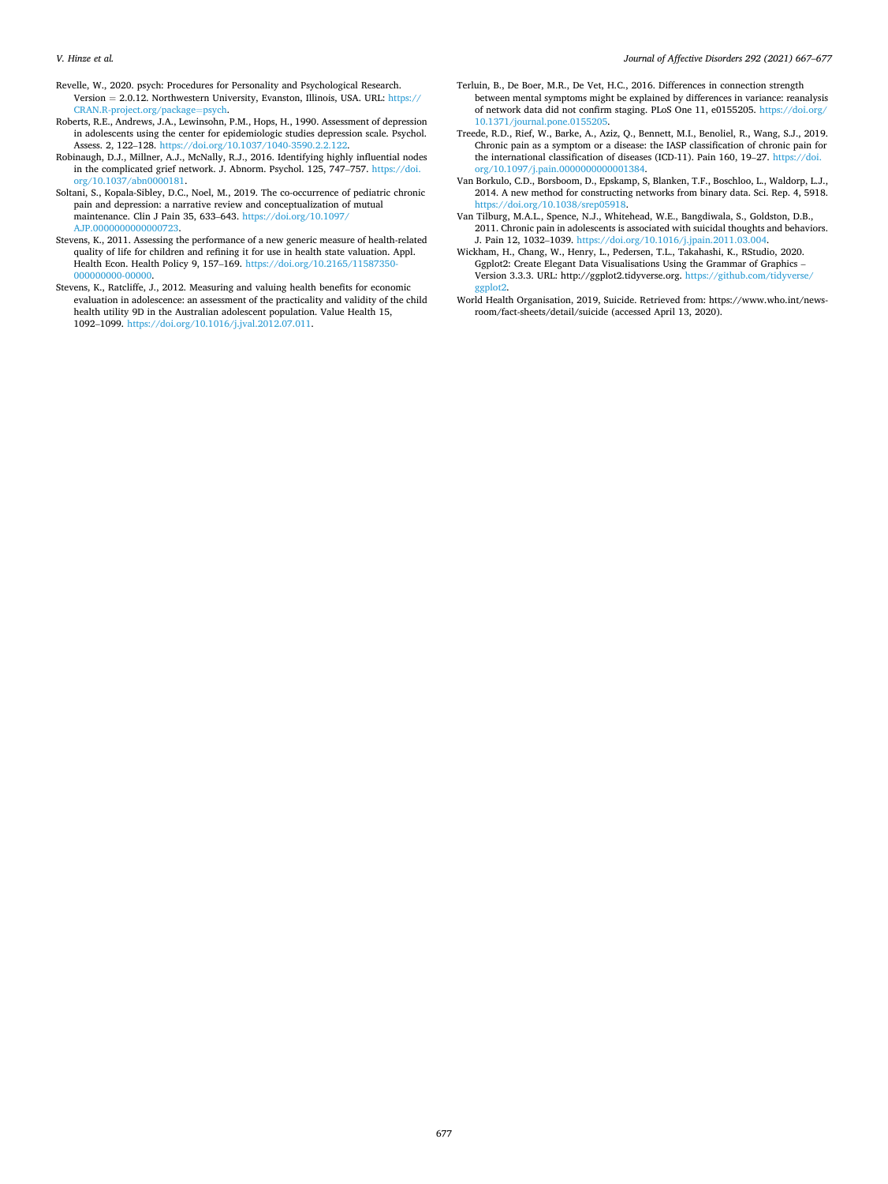Revelle, W., 2020. psych: Procedures for Personality and Psychological Research. Version = 2.0.12. Northwestern University, Evanston, Illinois, USA. URL: https://CRAN.R-project.org/package=psych.

Roberts, R.E., Andrews, J.A., Lewinsohn, P.M., Hops, H., 1990. Assessment of depression in adolescents using the center for epidemiologic studies depression scale. Psychol. Assess. 2, 122–128. https://doi.org/10.1037/1040-3590.2.2.122.

Robinaugh, D.J., Millner, A.J., McNally, R.J., 2016. Identifying highly influential nodes in the complicated grief network. J. Abnorm. Psychol. 125, 747–757. https://doi.org/10.1037/abn0000181.

Soltani, S., Kopala-Sibley, D.C., Noel, M., 2019. The co-occurrence of pediatric chronic pain and depression: a narrative review and conceptualization of mutual maintenance. Clin J Pain 35, 633–643. https://doi.org/10.1097/AJP.0000000000000723.

Stevens, K., 2011. Assessing the performance of a new generic measure of health-related quality of life for children and refining it for use in health state valuation. Appl. Health Econ. Health Policy 9, 157–169. https://doi.org/10.2165/11587350-000000000-00000.

Stevens, K., Ratcliffe, J., 2012. Measuring and valuing health benefits for economic evaluation in adolescence: an assessment of the practicality and validity of the child health utility 9D in the Australian adolescent population. Value Health 15, 1092–1099. https://doi.org/10.1016/j.jval.2012.07.011.

Terluin, B., De Boer, M.R., De Vet, H.C., 2016. Differences in connection strength between mental symptoms might be explained by differences in variance: reanalysis of network data did not confirm staging. PLoS One 11, e0155205. https://doi.org/10.1371/journal.pone.0155205.

Treede, R.D., Rief, W., Barke, A., Aziz, Q., Bennett, M.I., Benoliel, R., Wang, S.J., 2019. Chronic pain as a symptom or a disease: the IASP classification of chronic pain for the international classification of diseases (ICD-11). Pain 160, 19–27. https://doi.org/10.1097/j.pain.0000000000001384.

Van Borkulo, C.D., Borsboom, D., Epskamp, S, Blanken, T.F., Boschloo, L., Waldorp, L.J., 2014. A new method for constructing networks from binary data. Sci. Rep. 4, 5918. https://doi.org/10.1038/srep05918.

Van Tilburg, M.A.L., Spence, N.J., Whitehead, W.E., Bangdiwala, S., Goldston, D.B., 2011. Chronic pain in adolescents is associated with suicidal thoughts and behaviors. J. Pain 12, 1032–1039. https://doi.org/10.1016/j.jpain.2011.03.004.

Wickham, H., Chang, W., Henry, L., Pedersen, T.L., Takahashi, K., RStudio, 2020. Ggplot2: Create Elegant Data Visualisations Using the Grammar of Graphics – Version 3.3.3. URL: http://ggplot2.tidyverse.org. https://github.com/tidyverse/ggplot2.

World Health Organisation, 2019, Suicide. Retrieved from: https://www.who.int/news-room/fact-sheets/detail/suicide (accessed April 13, 2020).